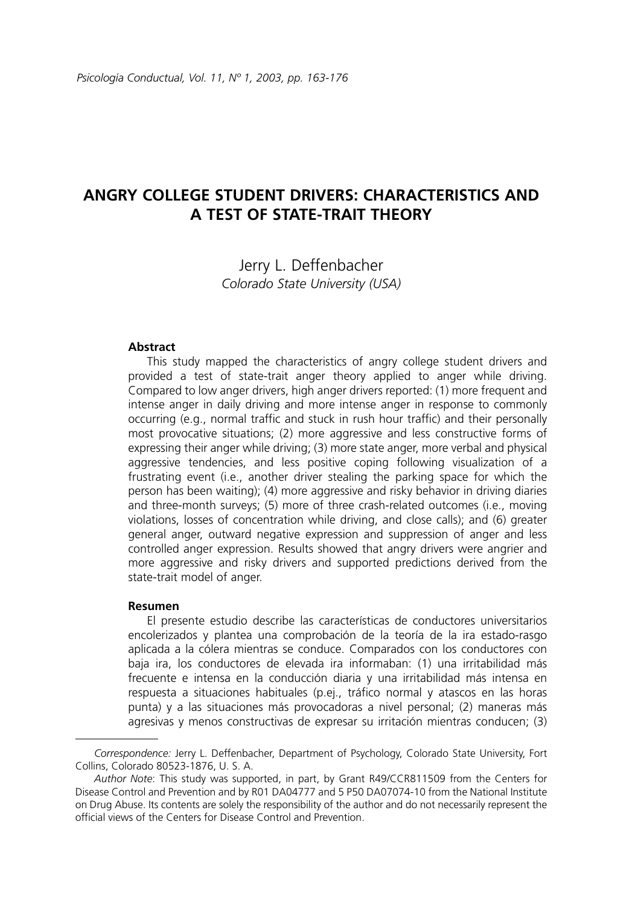# ANGRY COLLEGE STUDENT DRIVERS: CHARACTERISTICS AND A TEST OF STATE-TRAIT THEORY

Jerry L. Deffenbacher
*Colorado State University (USA)*

### Abstract

This study mapped the characteristics of angry college student drivers and provided a test of state-trait anger theory applied to anger while driving. Compared to low anger drivers, high anger drivers reported: (1) more frequent and intense anger in daily driving and more intense anger in response to commonly occurring (e.g., normal traffic and stuck in rush hour traffic) and their personally most provocative situations; (2) more aggressive and less constructive forms of expressing their anger while driving; (3) more state anger, more verbal and physical aggressive tendencies, and less positive coping following visualization of a frustrating event (i.e., another driver stealing the parking space for which the person has been waiting); (4) more aggressive and risky behavior in driving diaries and three-month surveys; (5) more of three crash-related outcomes (i.e., moving violations, losses of concentration while driving, and close calls); and (6) greater general anger, outward negative expression and suppression of anger and less controlled anger expression. Results showed that angry drivers were angrier and more aggressive and risky drivers and supported predictions derived from the state-trait model of anger.

### Resumen

El presente estudio describe las características de conductores universitarios encolerizados y plantea una comprobación de la teoría de la ira estado-rasgo aplicada a la cólera mientras se conduce. Comparados con los conductores con baja ira, los conductores de elevada ira informaban: (1) una irritabilidad más frecuente e intensa en la conducción diaria y una irritabilidad más intensa en respuesta a situaciones habituales (p.ej., tráfico normal y atascos en las horas punta) y a las situaciones más provocadoras a nivel personal; (2) maneras más agresivas y menos constructivas de expresar su irritación mientras conducen; (3)

---

*Correspondence:* Jerry L. Deffenbacher, Department of Psychology, Colorado State University, Fort Collins, Colorado 80523-1876, U. S. A.

*Author Note*: This study was supported, in part, by Grant R49/CCR811509 from the Centers for Disease Control and Prevention and by R01 DA04777 and 5 P50 DA07074-10 from the National Institute on Drug Abuse. Its contents are solely the responsibility of the author and do not necessarily represent the official views of the Centers for Disease Control and Prevention.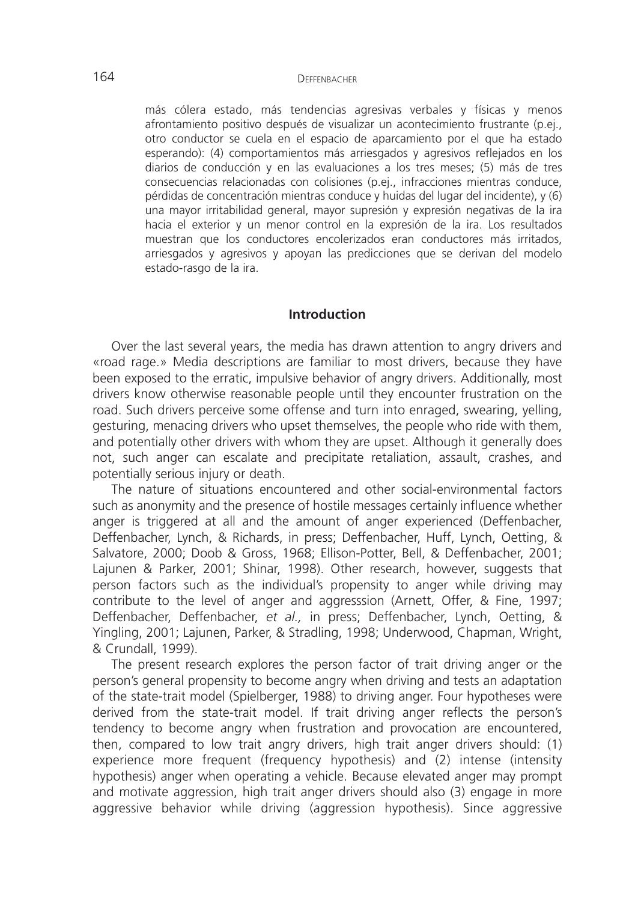más cólera estado, más tendencias agresivas verbales y físicas y menos afrontamiento positivo después de visualizar un acontecimiento frustrante (p.ej., otro conductor se cuela en el espacio de aparcamiento por el que ha estado esperando): (4) comportamientos más arriesgados y agresivos reflejados en los diarios de conducción y en las evaluaciones a los tres meses; (5) más de tres consecuencias relacionadas con colisiones (p.ej., infracciones mientras conduce, pérdidas de concentración mientras conduce y huidas del lugar del incidente), y (6) una mayor irritabilidad general, mayor supresión y expresión negativas de la ira hacia el exterior y un menor control en la expresión de la ira. Los resultados muestran que los conductores encolerizados eran conductores más irritados, arriesgados y agresivos y apoyan las predicciones que se derivan del modelo estado-rasgo de la ira.

## Introduction

Over the last several years, the media has drawn attention to angry drivers and «road rage.» Media descriptions are familiar to most drivers, because they have been exposed to the erratic, impulsive behavior of angry drivers. Additionally, most drivers know otherwise reasonable people until they encounter frustration on the road. Such drivers perceive some offense and turn into enraged, swearing, yelling, gesturing, menacing drivers who upset themselves, the people who ride with them, and potentially other drivers with whom they are upset. Although it generally does not, such anger can escalate and precipitate retaliation, assault, crashes, and potentially serious injury or death.

The nature of situations encountered and other social-environmental factors such as anonymity and the presence of hostile messages certainly influence whether anger is triggered at all and the amount of anger experienced (Deffenbacher, Deffenbacher, Lynch, & Richards, in press; Deffenbacher, Huff, Lynch, Oetting, & Salvatore, 2000; Doob & Gross, 1968; Ellison-Potter, Bell, & Deffenbacher, 2001; Lajunen & Parker, 2001; Shinar, 1998). Other research, however, suggests that person factors such as the individual's propensity to anger while driving may contribute to the level of anger and aggresssion (Arnett, Offer, & Fine, 1997; Deffenbacher, Deffenbacher, *et al.,* in press; Deffenbacher, Lynch, Oetting, & Yingling, 2001; Lajunen, Parker, & Stradling, 1998; Underwood, Chapman, Wright, & Crundall, 1999).

The present research explores the person factor of trait driving anger or the person's general propensity to become angry when driving and tests an adaptation of the state-trait model (Spielberger, 1988) to driving anger. Four hypotheses were derived from the state-trait model. If trait driving anger reflects the person's tendency to become angry when frustration and provocation are encountered, then, compared to low trait angry drivers, high trait anger drivers should: (1) experience more frequent (frequency hypothesis) and (2) intense (intensity hypothesis) anger when operating a vehicle. Because elevated anger may prompt and motivate aggression, high trait anger drivers should also (3) engage in more aggressive behavior while driving (aggression hypothesis). Since aggressive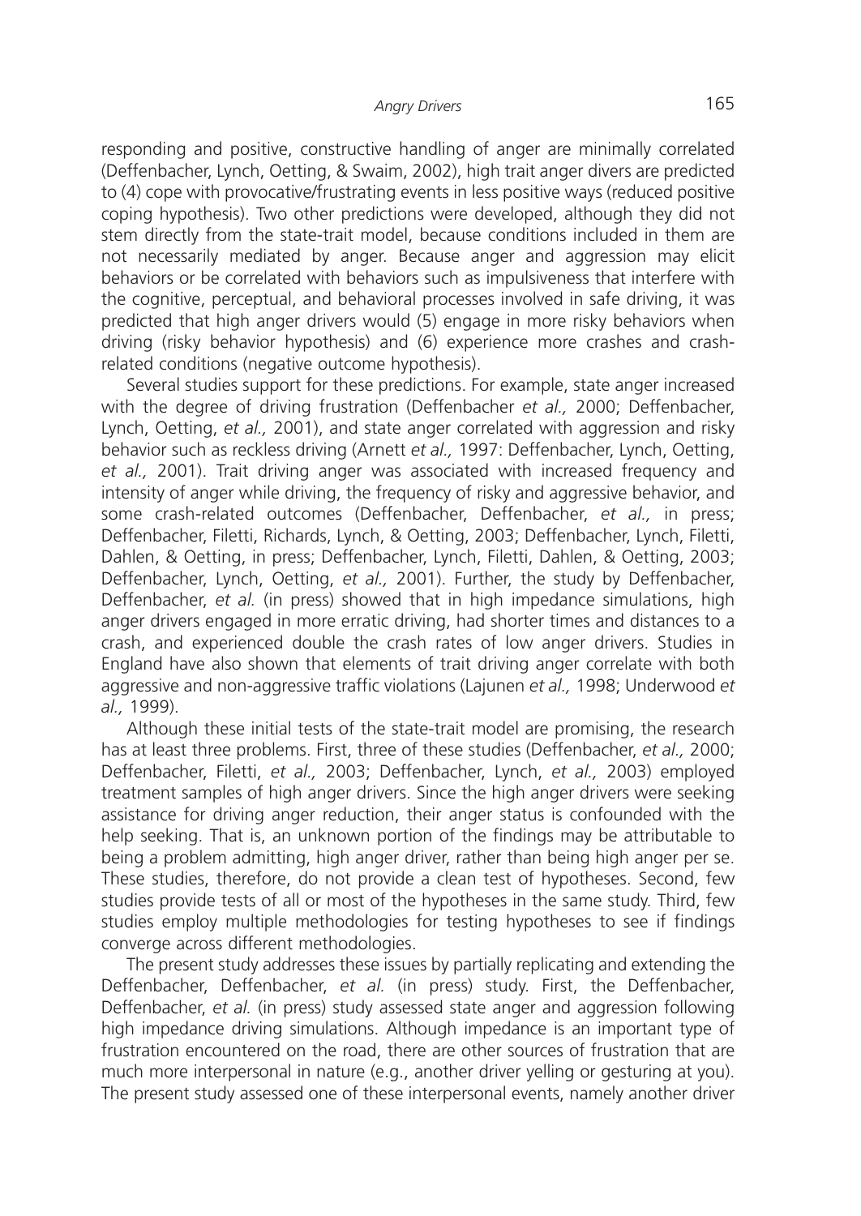responding and positive, constructive handling of anger are minimally correlated (Deffenbacher, Lynch, Oetting, & Swaim, 2002), high trait anger divers are predicted to (4) cope with provocative/frustrating events in less positive ways (reduced positive coping hypothesis). Two other predictions were developed, although they did not stem directly from the state-trait model, because conditions included in them are not necessarily mediated by anger. Because anger and aggression may elicit behaviors or be correlated with behaviors such as impulsiveness that interfere with the cognitive, perceptual, and behavioral processes involved in safe driving, it was predicted that high anger drivers would (5) engage in more risky behaviors when driving (risky behavior hypothesis) and (6) experience more crashes and crash-related conditions (negative outcome hypothesis).

Several studies support for these predictions. For example, state anger increased with the degree of driving frustration (Deffenbacher *et al.,* 2000; Deffenbacher, Lynch, Oetting, *et al.,* 2001), and state anger correlated with aggression and risky behavior such as reckless driving (Arnett *et al.,* 1997: Deffenbacher, Lynch, Oetting, *et al.,* 2001). Trait driving anger was associated with increased frequency and intensity of anger while driving, the frequency of risky and aggressive behavior, and some crash-related outcomes (Deffenbacher, Deffenbacher, *et al.,* in press; Deffenbacher, Filetti, Richards, Lynch, & Oetting, 2003; Deffenbacher, Lynch, Filetti, Dahlen, & Oetting, in press; Deffenbacher, Lynch, Filetti, Dahlen, & Oetting, 2003; Deffenbacher, Lynch, Oetting, *et al.,* 2001). Further, the study by Deffenbacher, Deffenbacher, *et al.* (in press) showed that in high impedance simulations, high anger drivers engaged in more erratic driving, had shorter times and distances to a crash, and experienced double the crash rates of low anger drivers. Studies in England have also shown that elements of trait driving anger correlate with both aggressive and non-aggressive traffic violations (Lajunen *et al.,* 1998; Underwood *et al.,* 1999).

Although these initial tests of the state-trait model are promising, the research has at least three problems. First, three of these studies (Deffenbacher, *et al.,* 2000; Deffenbacher, Filetti, *et al.,* 2003; Deffenbacher, Lynch, *et al.,* 2003) employed treatment samples of high anger drivers. Since the high anger drivers were seeking assistance for driving anger reduction, their anger status is confounded with the help seeking. That is, an unknown portion of the findings may be attributable to being a problem admitting, high anger driver, rather than being high anger per se. These studies, therefore, do not provide a clean test of hypotheses. Second, few studies provide tests of all or most of the hypotheses in the same study. Third, few studies employ multiple methodologies for testing hypotheses to see if findings converge across different methodologies.

The present study addresses these issues by partially replicating and extending the Deffenbacher, Deffenbacher, *et al.* (in press) study. First, the Deffenbacher, Deffenbacher, *et al.* (in press) study assessed state anger and aggression following high impedance driving simulations. Although impedance is an important type of frustration encountered on the road, there are other sources of frustration that are much more interpersonal in nature (e.g., another driver yelling or gesturing at you). The present study assessed one of these interpersonal events, namely another driver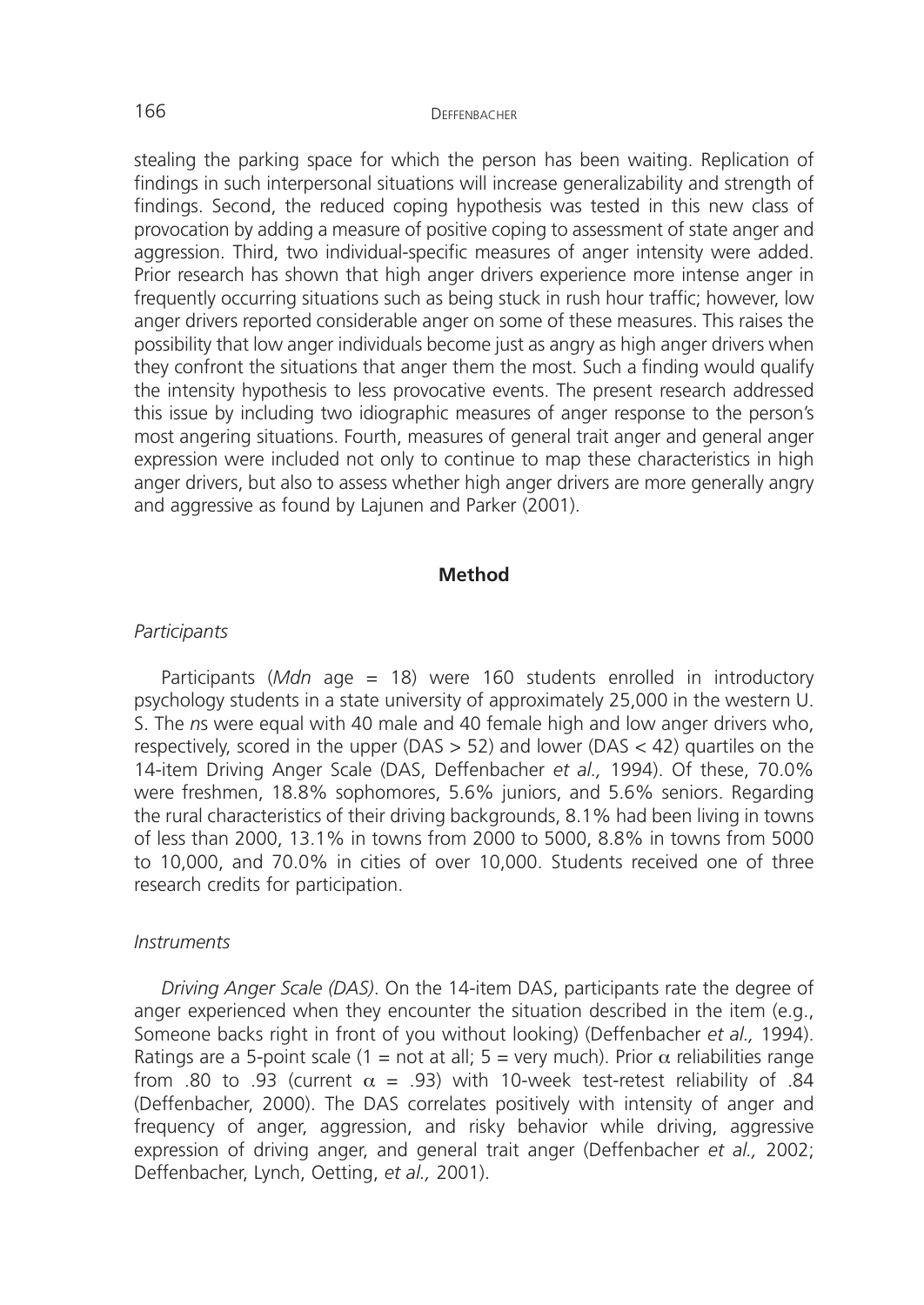stealing the parking space for which the person has been waiting. Replication of findings in such interpersonal situations will increase generalizability and strength of findings. Second, the reduced coping hypothesis was tested in this new class of provocation by adding a measure of positive coping to assessment of state anger and aggression. Third, two individual-specific measures of anger intensity were added. Prior research has shown that high anger drivers experience more intense anger in frequently occurring situations such as being stuck in rush hour traffic; however, low anger drivers reported considerable anger on some of these measures. This raises the possibility that low anger individuals become just as angry as high anger drivers when they confront the situations that anger them the most. Such a finding would qualify the intensity hypothesis to less provocative events. The present research addressed this issue by including two idiographic measures of anger response to the person's most angering situations. Fourth, measures of general trait anger and general anger expression were included not only to continue to map these characteristics in high anger drivers, but also to assess whether high anger drivers are more generally angry and aggressive as found by Lajunen and Parker (2001).

## Method

### *Participants*

Participants (*Mdn* age = 18) were 160 students enrolled in introductory psychology students in a state university of approximately 25,000 in the western U. S. The *n*s were equal with 40 male and 40 female high and low anger drivers who, respectively, scored in the upper (DAS > 52) and lower (DAS < 42) quartiles on the 14-item Driving Anger Scale (DAS, Deffenbacher *et al.,* 1994). Of these, 70.0% were freshmen, 18.8% sophomores, 5.6% juniors, and 5.6% seniors. Regarding the rural characteristics of their driving backgrounds, 8.1% had been living in towns of less than 2000, 13.1% in towns from 2000 to 5000, 8.8% in towns from 5000 to 10,000, and 70.0% in cities of over 10,000. Students received one of three research credits for participation.

### *Instruments*

*Driving Anger Scale (DAS)*. On the 14-item DAS, participants rate the degree of anger experienced when they encounter the situation described in the item (e.g., Someone backs right in front of you without looking) (Deffenbacher *et al.,* 1994). Ratings are a 5-point scale (1 = not at all; 5 = very much). Prior $\alpha$ reliabilities range from .80 to .93 (current $\alpha$ = .93) with 10-week test-retest reliability of .84 (Deffenbacher, 2000). The DAS correlates positively with intensity of anger and frequency of anger, aggression, and risky behavior while driving, aggressive expression of driving anger, and general trait anger (Deffenbacher *et al.,* 2002; Deffenbacher, Lynch, Oetting, *et al.,* 2001).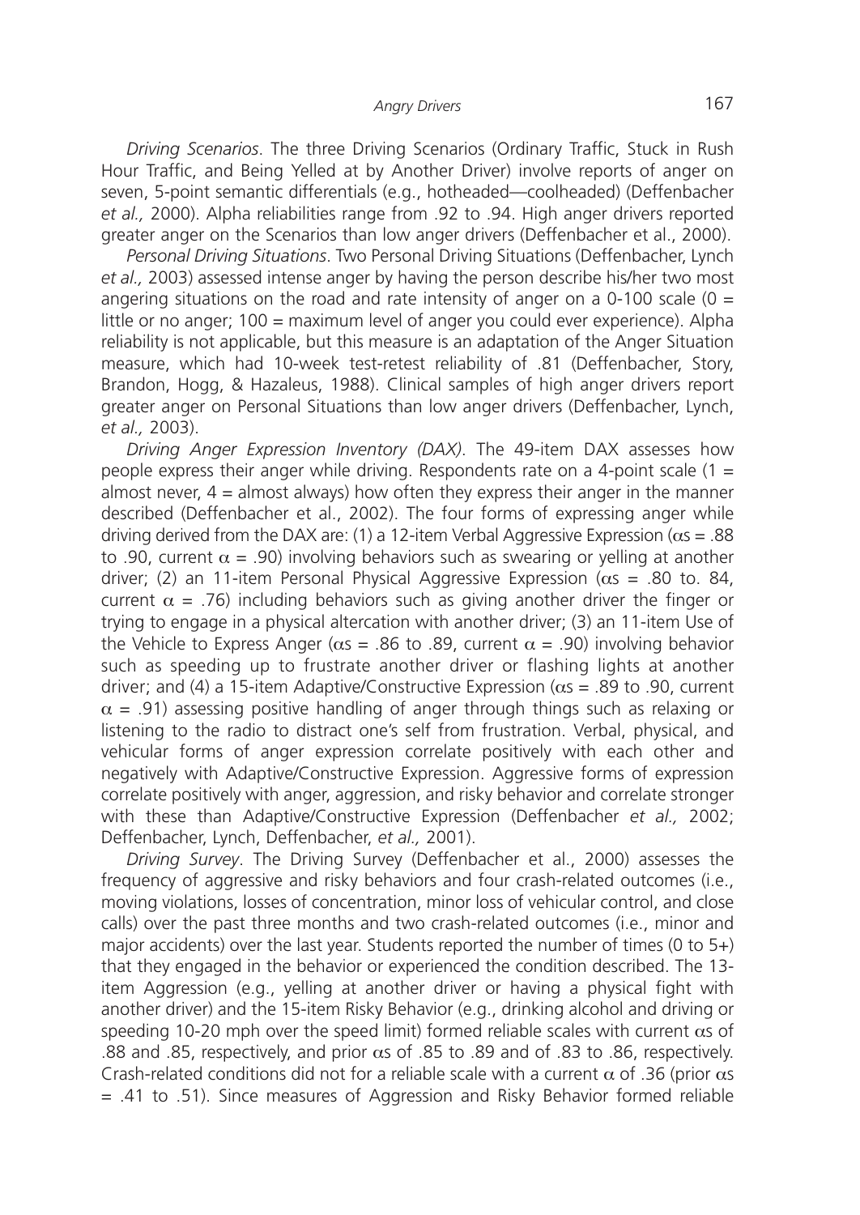*Driving Scenarios*. The three Driving Scenarios (Ordinary Traffic, Stuck in Rush Hour Traffic, and Being Yelled at by Another Driver) involve reports of anger on seven, 5-point semantic differentials (e.g., hotheaded—coolheaded) (Deffenbacher *et al.,* 2000). Alpha reliabilities range from .92 to .94. High anger drivers reported greater anger on the Scenarios than low anger drivers (Deffenbacher et al., 2000).

*Personal Driving Situations*. Two Personal Driving Situations (Deffenbacher, Lynch *et al.,* 2003) assessed intense anger by having the person describe his/her two most angering situations on the road and rate intensity of anger on a 0-100 scale (0 = little or no anger; 100 = maximum level of anger you could ever experience). Alpha reliability is not applicable, but this measure is an adaptation of the Anger Situation measure, which had 10-week test-retest reliability of .81 (Deffenbacher, Story, Brandon, Hogg, & Hazaleus, 1988). Clinical samples of high anger drivers report greater anger on Personal Situations than low anger drivers (Deffenbacher, Lynch, *et al.,* 2003).

*Driving Anger Expression Inventory (DAX)*. The 49-item DAX assesses how people express their anger while driving. Respondents rate on a 4-point scale (1 = almost never, 4 = almost always) how often they express their anger in the manner described (Deffenbacher et al., 2002). The four forms of expressing anger while driving derived from the DAX are: (1) a 12-item Verbal Aggressive Expression ($\alpha$s = .88 to .90, current $\alpha$ = .90) involving behaviors such as swearing or yelling at another driver; (2) an 11-item Personal Physical Aggressive Expression ($\alpha$s = .80 to. 84, current $\alpha$ = .76) including behaviors such as giving another driver the finger or trying to engage in a physical altercation with another driver; (3) an 11-item Use of the Vehicle to Express Anger ($\alpha$s = .86 to .89, current $\alpha$ = .90) involving behavior such as speeding up to frustrate another driver or flashing lights at another driver; and (4) a 15-item Adaptive/Constructive Expression ($\alpha$s = .89 to .90, current $\alpha$ = .91) assessing positive handling of anger through things such as relaxing or listening to the radio to distract one's self from frustration. Verbal, physical, and vehicular forms of anger expression correlate positively with each other and negatively with Adaptive/Constructive Expression. Aggressive forms of expression correlate positively with anger, aggression, and risky behavior and correlate stronger with these than Adaptive/Constructive Expression (Deffenbacher *et al.,* 2002; Deffenbacher, Lynch, Deffenbacher, *et al.,* 2001).

*Driving Survey*. The Driving Survey (Deffenbacher et al., 2000) assesses the frequency of aggressive and risky behaviors and four crash-related outcomes (i.e., moving violations, losses of concentration, minor loss of vehicular control, and close calls) over the past three months and two crash-related outcomes (i.e., minor and major accidents) over the last year. Students reported the number of times (0 to 5+) that they engaged in the behavior or experienced the condition described. The 13-item Aggression (e.g., yelling at another driver or having a physical fight with another driver) and the 15-item Risky Behavior (e.g., drinking alcohol and driving or speeding 10-20 mph over the speed limit) formed reliable scales with current $\alpha$s of .88 and .85, respectively, and prior $\alpha$s of .85 to .89 and of .83 to .86, respectively. Crash-related conditions did not for a reliable scale with a current $\alpha$ of .36 (prior $\alpha$s = .41 to .51). Since measures of Aggression and Risky Behavior formed reliable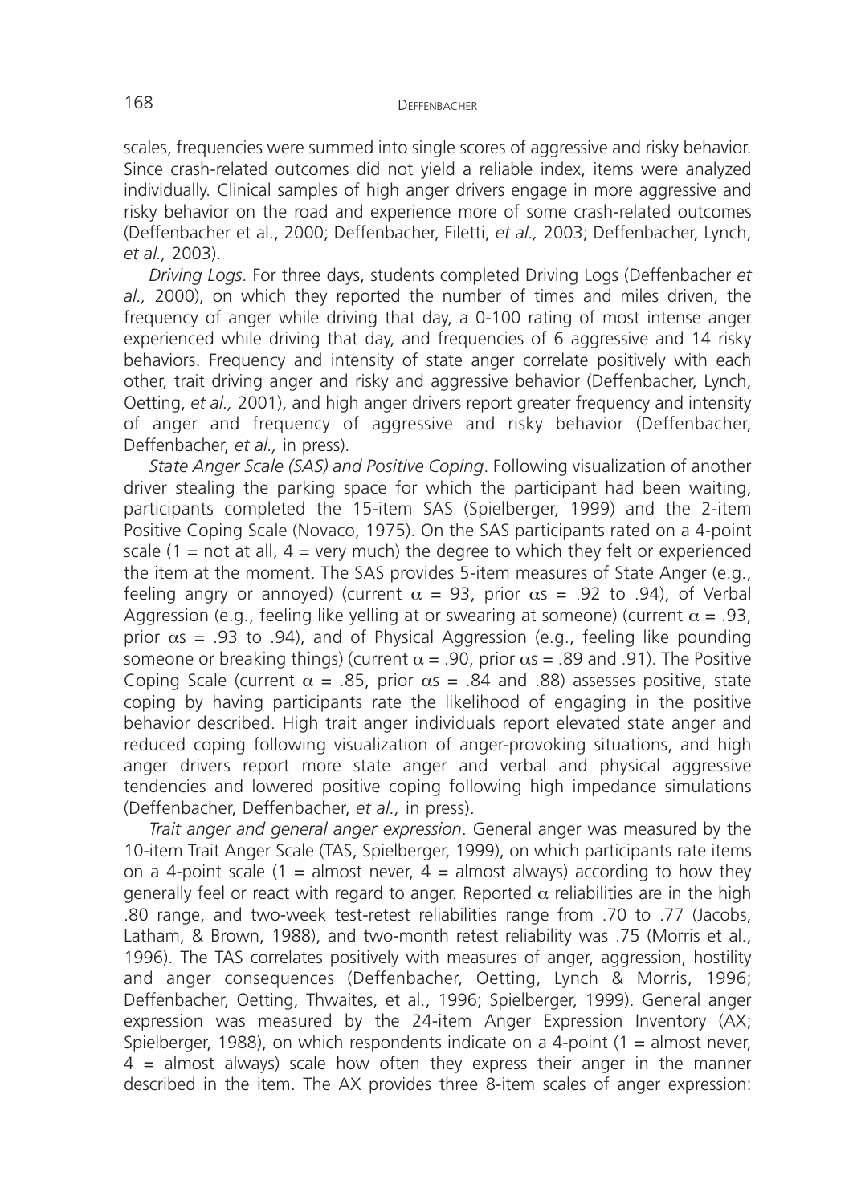scales, frequencies were summed into single scores of aggressive and risky behavior. Since crash-related outcomes did not yield a reliable index, items were analyzed individually. Clinical samples of high anger drivers engage in more aggressive and risky behavior on the road and experience more of some crash-related outcomes (Deffenbacher et al., 2000; Deffenbacher, Filetti, *et al.,* 2003; Deffenbacher, Lynch, *et al.,* 2003).

*Driving Logs*. For three days, students completed Driving Logs (Deffenbacher *et al.,* 2000), on which they reported the number of times and miles driven, the frequency of anger while driving that day, a 0-100 rating of most intense anger experienced while driving that day, and frequencies of 6 aggressive and 14 risky behaviors. Frequency and intensity of state anger correlate positively with each other, trait driving anger and risky and aggressive behavior (Deffenbacher, Lynch, Oetting, *et al.,* 2001), and high anger drivers report greater frequency and intensity of anger and frequency of aggressive and risky behavior (Deffenbacher, Deffenbacher, *et al.,* in press).

*State Anger Scale (SAS) and Positive Coping*. Following visualization of another driver stealing the parking space for which the participant had been waiting, participants completed the 15-item SAS (Spielberger, 1999) and the 2-item Positive Coping Scale (Novaco, 1975). On the SAS participants rated on a 4-point scale (1 = not at all, 4 = very much) the degree to which they felt or experienced the item at the moment. The SAS provides 5-item measures of State Anger (e.g., feeling angry or annoyed) (current $\alpha$ = 93, prior $\alpha$s = .92 to .94), of Verbal Aggression (e.g., feeling like yelling at or swearing at someone) (current $\alpha$ = .93, prior $\alpha$s = .93 to .94), and of Physical Aggression (e.g., feeling like pounding someone or breaking things) (current $\alpha$ = .90, prior $\alpha$s = .89 and .91). The Positive Coping Scale (current $\alpha$ = .85, prior $\alpha$s = .84 and .88) assesses positive, state coping by having participants rate the likelihood of engaging in the positive behavior described. High trait anger individuals report elevated state anger and reduced coping following visualization of anger-provoking situations, and high anger drivers report more state anger and verbal and physical aggressive tendencies and lowered positive coping following high impedance simulations (Deffenbacher, Deffenbacher, *et al.,* in press).

*Trait anger and general anger expression*. General anger was measured by the 10-item Trait Anger Scale (TAS, Spielberger, 1999), on which participants rate items on a 4-point scale (1 = almost never, 4 = almost always) according to how they generally feel or react with regard to anger. Reported $\alpha$ reliabilities are in the high .80 range, and two-week test-retest reliabilities range from .70 to .77 (Jacobs, Latham, & Brown, 1988), and two-month retest reliability was .75 (Morris et al., 1996). The TAS correlates positively with measures of anger, aggression, hostility and anger consequences (Deffenbacher, Oetting, Lynch & Morris, 1996; Deffenbacher, Oetting, Thwaites, et al., 1996; Spielberger, 1999). General anger expression was measured by the 24-item Anger Expression Inventory (AX; Spielberger, 1988), on which respondents indicate on a 4-point (1 = almost never, 4 = almost always) scale how often they express their anger in the manner described in the item. The AX provides three 8-item scales of anger expression: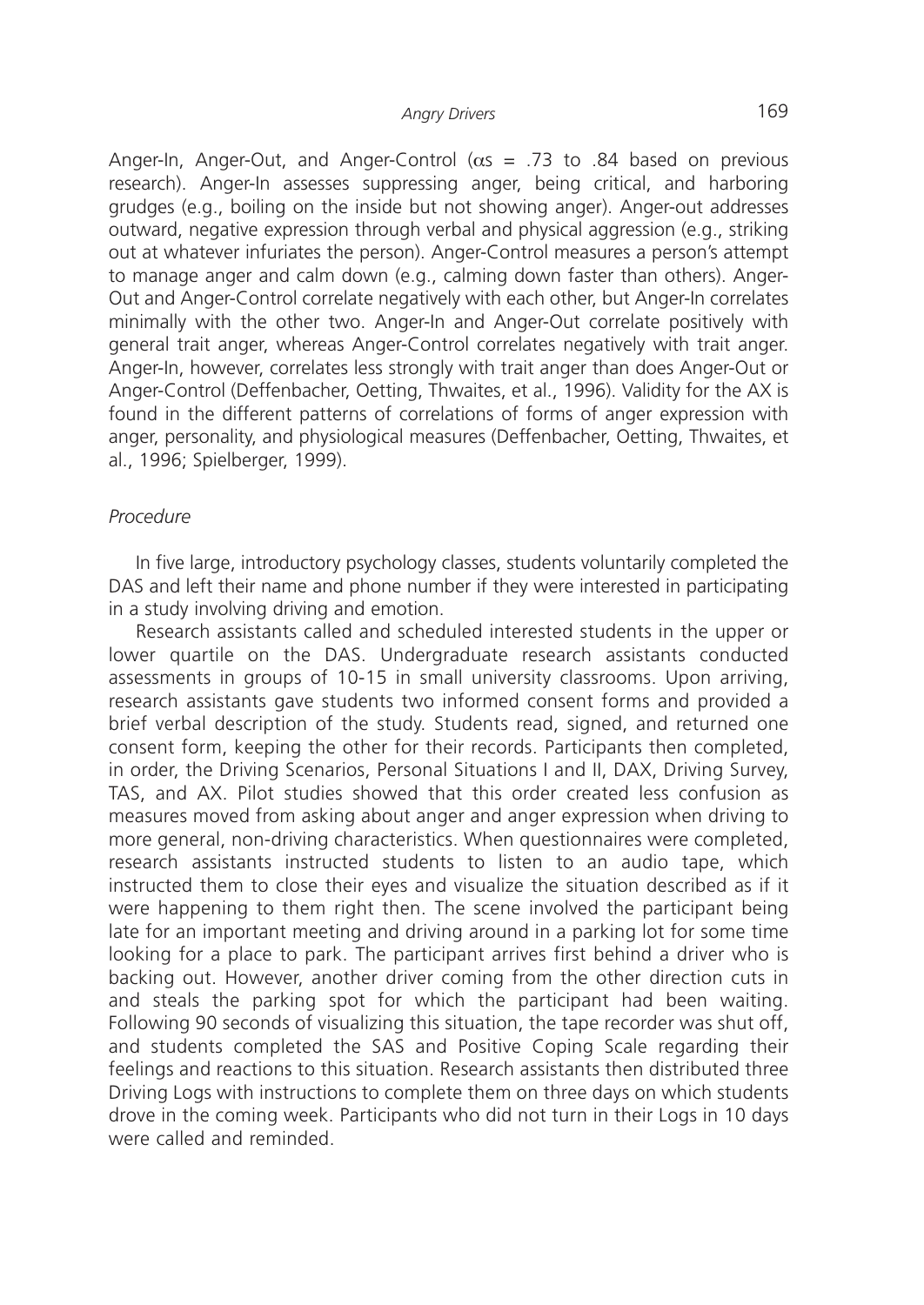Anger-In, Anger-Out, and Anger-Control ($\alpha$s = .73 to .84 based on previous research). Anger-In assesses suppressing anger, being critical, and harboring grudges (e.g., boiling on the inside but not showing anger). Anger-out addresses outward, negative expression through verbal and physical aggression (e.g., striking out at whatever infuriates the person). Anger-Control measures a person's attempt to manage anger and calm down (e.g., calming down faster than others). Anger-Out and Anger-Control correlate negatively with each other, but Anger-In correlates minimally with the other two. Anger-In and Anger-Out correlate positively with general trait anger, whereas Anger-Control correlates negatively with trait anger. Anger-In, however, correlates less strongly with trait anger than does Anger-Out or Anger-Control (Deffenbacher, Oetting, Thwaites, et al., 1996). Validity for the AX is found in the different patterns of correlations of forms of anger expression with anger, personality, and physiological measures (Deffenbacher, Oetting, Thwaites, et al., 1996; Spielberger, 1999).

*Procedure*

In five large, introductory psychology classes, students voluntarily completed the DAS and left their name and phone number if they were interested in participating in a study involving driving and emotion.

Research assistants called and scheduled interested students in the upper or lower quartile on the DAS. Undergraduate research assistants conducted assessments in groups of 10-15 in small university classrooms. Upon arriving, research assistants gave students two informed consent forms and provided a brief verbal description of the study. Students read, signed, and returned one consent form, keeping the other for their records. Participants then completed, in order, the Driving Scenarios, Personal Situations I and II, DAX, Driving Survey, TAS, and AX. Pilot studies showed that this order created less confusion as measures moved from asking about anger and anger expression when driving to more general, non-driving characteristics. When questionnaires were completed, research assistants instructed students to listen to an audio tape, which instructed them to close their eyes and visualize the situation described as if it were happening to them right then. The scene involved the participant being late for an important meeting and driving around in a parking lot for some time looking for a place to park. The participant arrives first behind a driver who is backing out. However, another driver coming from the other direction cuts in and steals the parking spot for which the participant had been waiting. Following 90 seconds of visualizing this situation, the tape recorder was shut off, and students completed the SAS and Positive Coping Scale regarding their feelings and reactions to this situation. Research assistants then distributed three Driving Logs with instructions to complete them on three days on which students drove in the coming week. Participants who did not turn in their Logs in 10 days were called and reminded.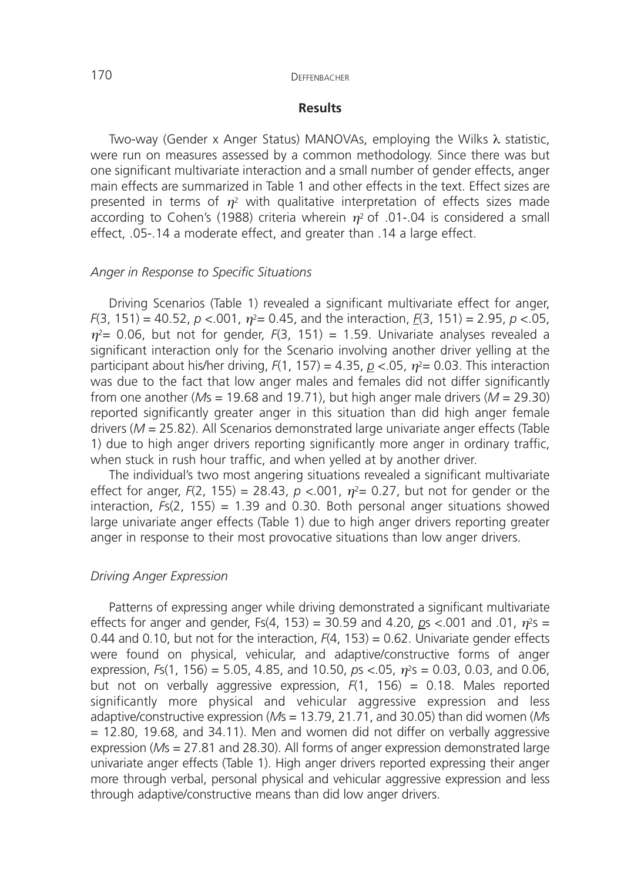## Results

Two-way (Gender x Anger Status) MANOVAs, employing the Wilks $\lambda$ statistic, were run on measures assessed by a common methodology. Since there was but one significant multivariate interaction and a small number of gender effects, anger main effects are summarized in Table 1 and other effects in the text. Effect sizes are presented in terms of $\eta^2$ with qualitative interpretation of effects sizes made according to Cohen's (1988) criteria wherein $\eta^2$ of .01-.04 is considered a small effect, .05-.14 a moderate effect, and greater than .14 a large effect.

### *Anger in Response to Specific Situations*

Driving Scenarios (Table 1) revealed a significant multivariate effect for anger, $F(3, 151) = 40.52$, $p < .001$, $\eta^2 = 0.45$, and the interaction, $F(3, 151) = 2.95$, $p < .05$, $\eta^2 = 0.06$, but not for gender, $F(3, 151) = 1.59$. Univariate analyses revealed a significant interaction only for the Scenario involving another driver yelling at the participant about his/her driving, $F(1, 157) = 4.35$, $p < .05$, $\eta^2 = 0.03$. This interaction was due to the fact that low anger males and females did not differ significantly from one another (*M*s = 19.68 and 19.71), but high anger male drivers ($M = 29.30$) reported significantly greater anger in this situation than did high anger female drivers ($M = 25.82$). All Scenarios demonstrated large univariate anger effects (Table 1) due to high anger drivers reporting significantly more anger in ordinary traffic, when stuck in rush hour traffic, and when yelled at by another driver.

The individual's two most angering situations revealed a significant multivariate effect for anger, $F(2, 155) = 28.43$, $p < .001$, $\eta^2 = 0.27$, but not for gender or the interaction, $Fs(2, 155) = 1.39$ and 0.30. Both personal anger situations showed large univariate anger effects (Table 1) due to high anger drivers reporting greater anger in response to their most provocative situations than low anger drivers.

### *Driving Anger Expression*

Patterns of expressing anger while driving demonstrated a significant multivariate effects for anger and gender, $Fs(4, 153) = 30.59$ and 4.20, *p*s <.001 and .01, $\eta^2$s = 0.44 and 0.10, but not for the interaction, $F(4, 153) = 0.62$. Univariate gender effects were found on physical, vehicular, and adaptive/constructive forms of anger expression, $Fs(1, 156) = 5.05$, 4.85, and 10.50, *p*s <.05, $\eta^2$s = 0.03, 0.03, and 0.06, but not on verbally aggressive expression, $F(1, 156) = 0.18$. Males reported significantly more physical and vehicular aggressive expression and less adaptive/constructive expression (*M*s = 13.79, 21.71, and 30.05) than did women (*M*s = 12.80, 19.68, and 34.11). Men and women did not differ on verbally aggressive expression (*M*s = 27.81 and 28.30). All forms of anger expression demonstrated large univariate anger effects (Table 1). High anger drivers reported expressing their anger more through verbal, personal physical and vehicular aggressive expression and less through adaptive/constructive means than did low anger drivers.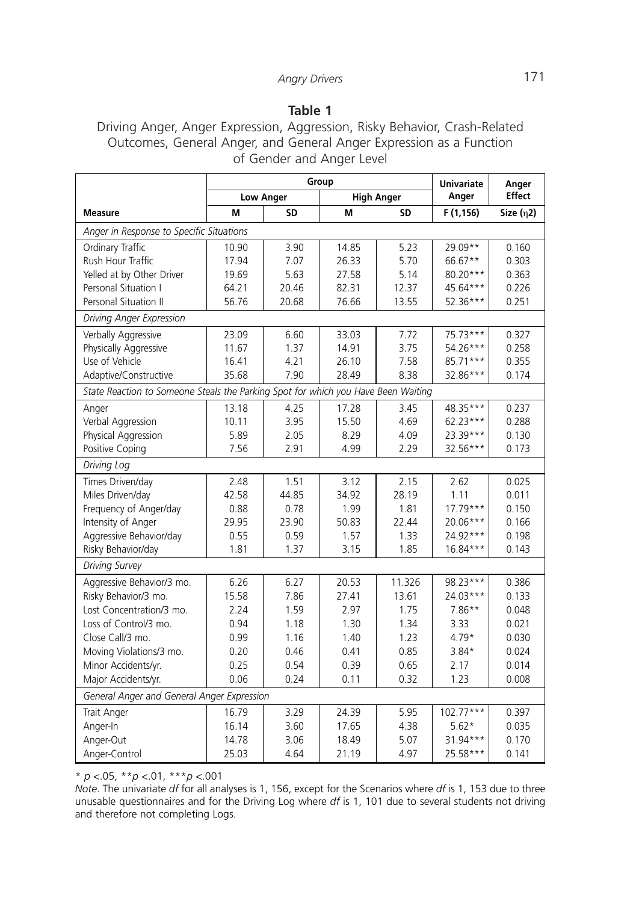**Table 1**

Driving Anger, Anger Expression, Aggression, Risky Behavior, Crash-Related Outcomes, General Anger, and General Anger Expression as a Function of Gender and Anger Level

| | Group | | | | Univariate | Anger |
|---|---|---|---|---|---|---|
| | Low Anger | | High Anger | | Anger | Effect |
| **Measure** | **M** | **SD** | **M** | **SD** | **F (1,156)** | **Size (η2)** |
| *Anger in Response to Specific Situations* | | | | | | |
| Ordinary Traffic | 10.90 | 3.90 | 14.85 | 5.23 | 29.09** | 0.160 |
| Rush Hour Traffic | 17.94 | 7.07 | 26.33 | 5.70 | 66.67** | 0.303 |
| Yelled at by Other Driver | 19.69 | 5.63 | 27.58 | 5.14 | 80.20*** | 0.363 |
| Personal Situation I | 64.21 | 20.46 | 82.31 | 12.37 | 45.64*** | 0.226 |
| Personal Situation II | 56.76 | 20.68 | 76.66 | 13.55 | 52.36*** | 0.251 |
| *Driving Anger Expression* | | | | | | |
| Verbally Aggressive | 23.09 | 6.60 | 33.03 | 7.72 | 75.73*** | 0.327 |
| Physically Aggressive | 11.67 | 1.37 | 14.91 | 3.75 | 54.26*** | 0.258 |
| Use of Vehicle | 16.41 | 4.21 | 26.10 | 7.58 | 85.71*** | 0.355 |
| Adaptive/Constructive | 35.68 | 7.90 | 28.49 | 8.38 | 32.86*** | 0.174 |
| *State Reaction to Someone Steals the Parking Spot for which you Have Been Waiting* | | | | | | |
| Anger | 13.18 | 4.25 | 17.28 | 3.45 | 48.35*** | 0.237 |
| Verbal Aggression | 10.11 | 3.95 | 15.50 | 4.69 | 62.23*** | 0.288 |
| Physical Aggression | 5.89 | 2.05 | 8.29 | 4.09 | 23.39*** | 0.130 |
| Positive Coping | 7.56 | 2.91 | 4.99 | 2.29 | 32.56*** | 0.173 |
| *Driving Log* | | | | | | |
| Times Driven/day | 2.48 | 1.51 | 3.12 | 2.15 | 2.62 | 0.025 |
| Miles Driven/day | 42.58 | 44.85 | 34.92 | 28.19 | 1.11 | 0.011 |
| Frequency of Anger/day | 0.88 | 0.78 | 1.99 | 1.81 | 17.79*** | 0.150 |
| Intensity of Anger | 29.95 | 23.90 | 50.83 | 22.44 | 20.06*** | 0.166 |
| Aggressive Behavior/day | 0.55 | 0.59 | 1.57 | 1.33 | 24.92*** | 0.198 |
| Risky Behavior/day | 1.81 | 1.37 | 3.15 | 1.85 | 16.84*** | 0.143 |
| *Driving Survey* | | | | | | |
| Aggressive Behavior/3 mo. | 6.26 | 6.27 | 20.53 | 11.326 | 98.23*** | 0.386 |
| Risky Behavior/3 mo. | 15.58 | 7.86 | 27.41 | 13.61 | 24.03*** | 0.133 |
| Lost Concentration/3 mo. | 2.24 | 1.59 | 2.97 | 1.75 | 7.86** | 0.048 |
| Loss of Control/3 mo. | 0.94 | 1.18 | 1.30 | 1.34 | 3.33 | 0.021 |
| Close Call/3 mo. | 0.99 | 1.16 | 1.40 | 1.23 | 4.79* | 0.030 |
| Moving Violations/3 mo. | 0.20 | 0.46 | 0.41 | 0.85 | 3.84* | 0.024 |
| Minor Accidents/yr. | 0.25 | 0.54 | 0.39 | 0.65 | 2.17 | 0.014 |
| Major Accidents/yr. | 0.06 | 0.24 | 0.11 | 0.32 | 1.23 | 0.008 |
| *General Anger and General Anger Expression* | | | | | | |
| Trait Anger | 16.79 | 3.29 | 24.39 | 5.95 | 102.77*** | 0.397 |
| Anger-In | 16.14 | 3.60 | 17.65 | 4.38 | 5.62* | 0.035 |
| Anger-Out | 14.78 | 3.06 | 18.49 | 5.07 | 31.94*** | 0.170 |
| Anger-Control | 25.03 | 4.64 | 21.19 | 4.97 | 25.58*** | 0.141 |

* $p < .05$, ** $p < .01$, *** $p < .001$

*Note*. The univariate *df* for all analyses is 1, 156, except for the Scenarios where *df* is 1, 153 due to three unusable questionnaires and for the Driving Log where *df* is 1, 101 due to several students not driving and therefore not completing Logs.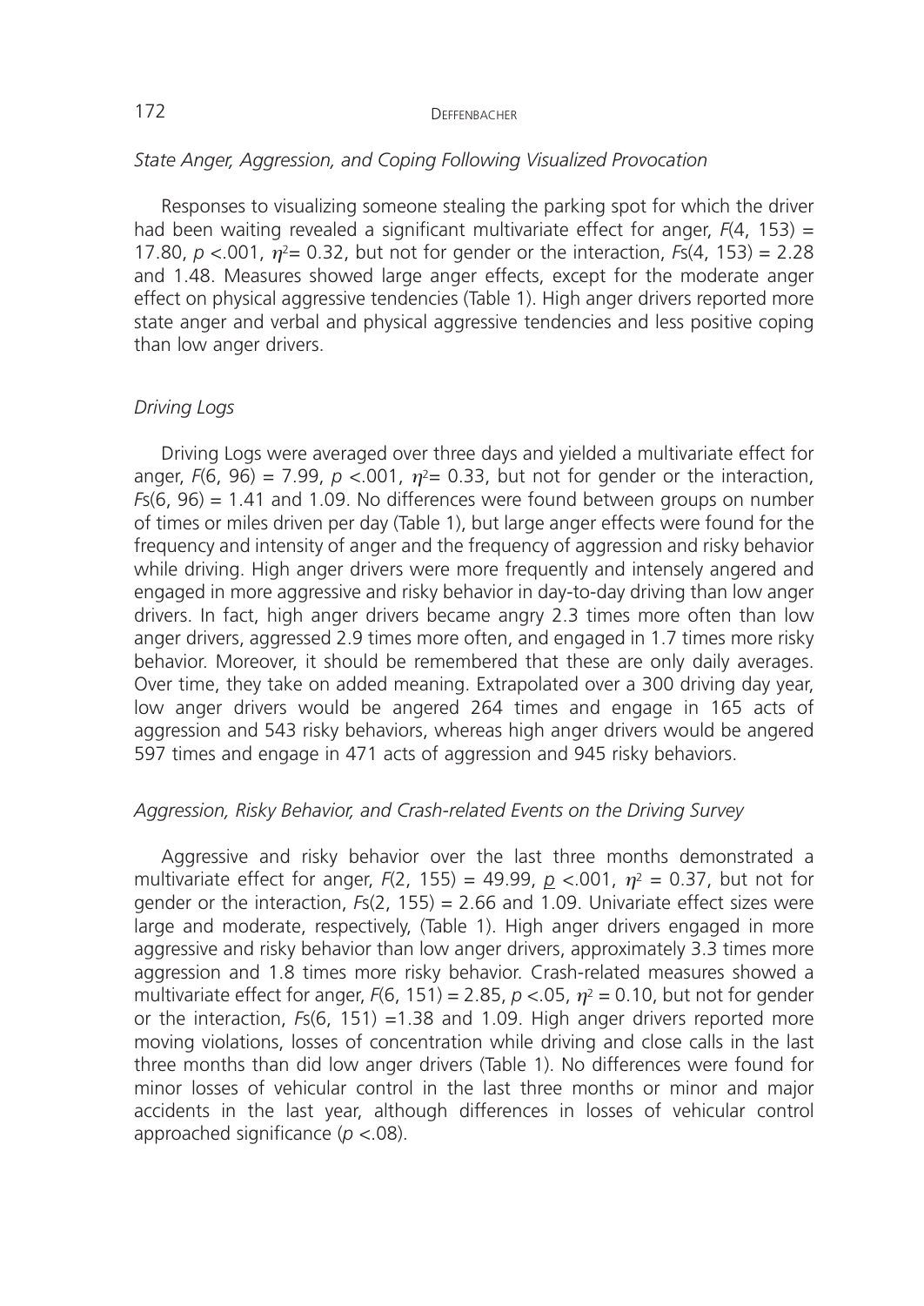### *State Anger, Aggression, and Coping Following Visualized Provocation*

Responses to visualizing someone stealing the parking spot for which the driver had been waiting revealed a significant multivariate effect for anger, $F(4, 153) = 17.80$, $p < .001$, $\eta^2 = 0.32$, but not for gender or the interaction, $Fs(4, 153) = 2.28$ and 1.48. Measures showed large anger effects, except for the moderate anger effect on physical aggressive tendencies (Table 1). High anger drivers reported more state anger and verbal and physical aggressive tendencies and less positive coping than low anger drivers.

### *Driving Logs*

Driving Logs were averaged over three days and yielded a multivariate effect for anger, $F(6, 96) = 7.99$, $p < .001$, $\eta^2 = 0.33$, but not for gender or the interaction, $Fs(6, 96) = 1.41$ and 1.09. No differences were found between groups on number of times or miles driven per day (Table 1), but large anger effects were found for the frequency and intensity of anger and the frequency of aggression and risky behavior while driving. High anger drivers were more frequently and intensely angered and engaged in more aggressive and risky behavior in day-to-day driving than low anger drivers. In fact, high anger drivers became angry 2.3 times more often than low anger drivers, aggressed 2.9 times more often, and engaged in 1.7 times more risky behavior. Moreover, it should be remembered that these are only daily averages. Over time, they take on added meaning. Extrapolated over a 300 driving day year, low anger drivers would be angered 264 times and engage in 165 acts of aggression and 543 risky behaviors, whereas high anger drivers would be angered 597 times and engage in 471 acts of aggression and 945 risky behaviors.

### *Aggression, Risky Behavior, and Crash-related Events on the Driving Survey*

Aggressive and risky behavior over the last three months demonstrated a multivariate effect for anger, $F(2, 155) = 49.99$, $p < .001$, $\eta^2 = 0.37$, but not for gender or the interaction, $Fs(2, 155) = 2.66$ and 1.09. Univariate effect sizes were large and moderate, respectively, (Table 1). High anger drivers engaged in more aggressive and risky behavior than low anger drivers, approximately 3.3 times more aggression and 1.8 times more risky behavior. Crash-related measures showed a multivariate effect for anger, $F(6, 151) = 2.85$, $p < .05$, $\eta^2 = 0.10$, but not for gender or the interaction, $Fs(6, 151) = 1.38$ and 1.09. High anger drivers reported more moving violations, losses of concentration while driving and close calls in the last three months than did low anger drivers (Table 1). No differences were found for minor losses of vehicular control in the last three months or minor and major accidents in the last year, although differences in losses of vehicular control approached significance ($p < .08$).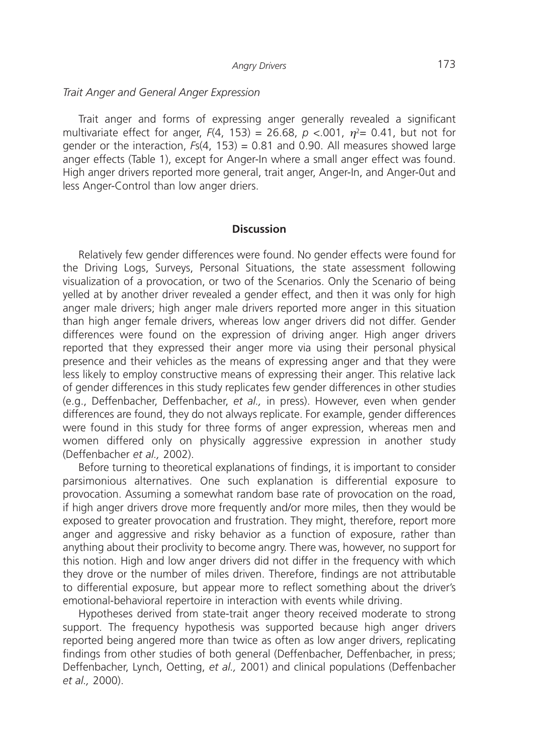*Trait Anger and General Anger Expression*

Trait anger and forms of expressing anger generally revealed a significant multivariate effect for anger, $F(4, 153) = 26.68$, $p < .001$, $\eta^2 = 0.41$, but not for gender or the interaction, $Fs(4, 153) = 0.81$ and 0.90. All measures showed large anger effects (Table 1), except for Anger-In where a small anger effect was found. High anger drivers reported more general, trait anger, Anger-In, and Anger-0ut and less Anger-Control than low anger driers.

## Discussion

Relatively few gender differences were found. No gender effects were found for the Driving Logs, Surveys, Personal Situations, the state assessment following visualization of a provocation, or two of the Scenarios. Only the Scenario of being yelled at by another driver revealed a gender effect, and then it was only for high anger male drivers; high anger male drivers reported more anger in this situation than high anger female drivers, whereas low anger drivers did not differ. Gender differences were found on the expression of driving anger. High anger drivers reported that they expressed their anger more via using their personal physical presence and their vehicles as the means of expressing anger and that they were less likely to employ constructive means of expressing their anger. This relative lack of gender differences in this study replicates few gender differences in other studies (e.g., Deffenbacher, Deffenbacher, *et al.,* in press). However, even when gender differences are found, they do not always replicate. For example, gender differences were found in this study for three forms of anger expression, whereas men and women differed only on physically aggressive expression in another study (Deffenbacher *et al.,* 2002).

Before turning to theoretical explanations of findings, it is important to consider parsimonious alternatives. One such explanation is differential exposure to provocation. Assuming a somewhat random base rate of provocation on the road, if high anger drivers drove more frequently and/or more miles, then they would be exposed to greater provocation and frustration. They might, therefore, report more anger and aggressive and risky behavior as a function of exposure, rather than anything about their proclivity to become angry. There was, however, no support for this notion. High and low anger drivers did not differ in the frequency with which they drove or the number of miles driven. Therefore, findings are not attributable to differential exposure, but appear more to reflect something about the driver's emotional-behavioral repertoire in interaction with events while driving.

Hypotheses derived from state-trait anger theory received moderate to strong support. The frequency hypothesis was supported because high anger drivers reported being angered more than twice as often as low anger drivers, replicating findings from other studies of both general (Deffenbacher, Deffenbacher, in press; Deffenbacher, Lynch, Oetting, *et al.,* 2001) and clinical populations (Deffenbacher *et al.,* 2000).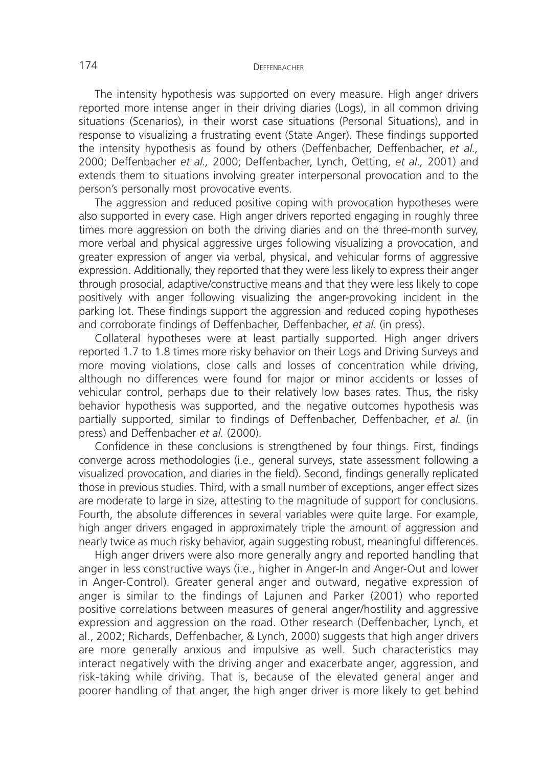The intensity hypothesis was supported on every measure. High anger drivers reported more intense anger in their driving diaries (Logs), in all common driving situations (Scenarios), in their worst case situations (Personal Situations), and in response to visualizing a frustrating event (State Anger). These findings supported the intensity hypothesis as found by others (Deffenbacher, Deffenbacher, *et al.,* 2000; Deffenbacher *et al.,* 2000; Deffenbacher, Lynch, Oetting, *et al.,* 2001) and extends them to situations involving greater interpersonal provocation and to the person's personally most provocative events.

The aggression and reduced positive coping with provocation hypotheses were also supported in every case. High anger drivers reported engaging in roughly three times more aggression on both the driving diaries and on the three-month survey, more verbal and physical aggressive urges following visualizing a provocation, and greater expression of anger via verbal, physical, and vehicular forms of aggressive expression. Additionally, they reported that they were less likely to express their anger through prosocial, adaptive/constructive means and that they were less likely to cope positively with anger following visualizing the anger-provoking incident in the parking lot. These findings support the aggression and reduced coping hypotheses and corroborate findings of Deffenbacher, Deffenbacher, *et al.* (in press).

Collateral hypotheses were at least partially supported. High anger drivers reported 1.7 to 1.8 times more risky behavior on their Logs and Driving Surveys and more moving violations, close calls and losses of concentration while driving, although no differences were found for major or minor accidents or losses of vehicular control, perhaps due to their relatively low bases rates. Thus, the risky behavior hypothesis was supported, and the negative outcomes hypothesis was partially supported, similar to findings of Deffenbacher, Deffenbacher, *et al.* (in press) and Deffenbacher *et al.* (2000).

Confidence in these conclusions is strengthened by four things. First, findings converge across methodologies (i.e., general surveys, state assessment following a visualized provocation, and diaries in the field). Second, findings generally replicated those in previous studies. Third, with a small number of exceptions, anger effect sizes are moderate to large in size, attesting to the magnitude of support for conclusions. Fourth, the absolute differences in several variables were quite large. For example, high anger drivers engaged in approximately triple the amount of aggression and nearly twice as much risky behavior, again suggesting robust, meaningful differences.

High anger drivers were also more generally angry and reported handling that anger in less constructive ways (i.e., higher in Anger-In and Anger-Out and lower in Anger-Control). Greater general anger and outward, negative expression of anger is similar to the findings of Lajunen and Parker (2001) who reported positive correlations between measures of general anger/hostility and aggressive expression and aggression on the road. Other research (Deffenbacher, Lynch, et al., 2002; Richards, Deffenbacher, & Lynch, 2000) suggests that high anger drivers are more generally anxious and impulsive as well. Such characteristics may interact negatively with the driving anger and exacerbate anger, aggression, and risk-taking while driving. That is, because of the elevated general anger and poorer handling of that anger, the high anger driver is more likely to get behind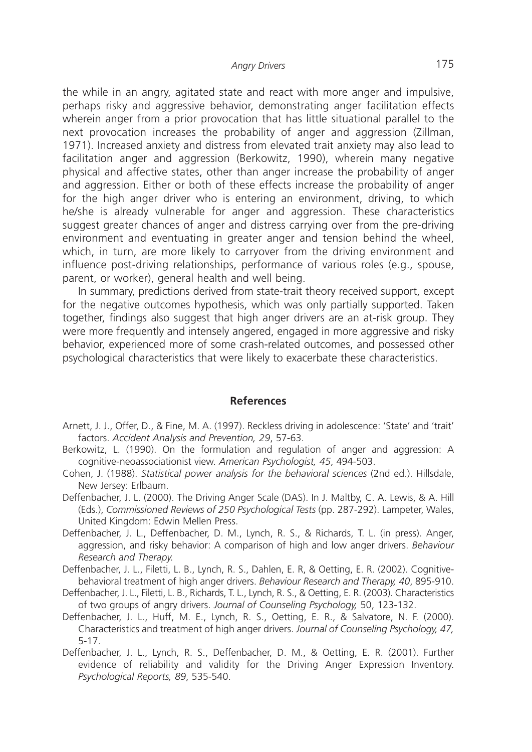the while in an angry, agitated state and react with more anger and impulsive, perhaps risky and aggressive behavior, demonstrating anger facilitation effects wherein anger from a prior provocation that has little situational parallel to the next provocation increases the probability of anger and aggression (Zillman, 1971). Increased anxiety and distress from elevated trait anxiety may also lead to facilitation anger and aggression (Berkowitz, 1990), wherein many negative physical and affective states, other than anger increase the probability of anger and aggression. Either or both of these effects increase the probability of anger for the high anger driver who is entering an environment, driving, to which he/she is already vulnerable for anger and aggression. These characteristics suggest greater chances of anger and distress carrying over from the pre-driving environment and eventuating in greater anger and tension behind the wheel, which, in turn, are more likely to carryover from the driving environment and influence post-driving relationships, performance of various roles (e.g., spouse, parent, or worker), general health and well being.

In summary, predictions derived from state-trait theory received support, except for the negative outcomes hypothesis, which was only partially supported. Taken together, findings also suggest that high anger drivers are an at-risk group. They were more frequently and intensely angered, engaged in more aggressive and risky behavior, experienced more of some crash-related outcomes, and possessed other psychological characteristics that were likely to exacerbate these characteristics.

## References

Arnett, J. J., Offer, D., & Fine, M. A. (1997). Reckless driving in adolescence: 'State' and 'trait' factors. *Accident Analysis and Prevention, 29*, 57-63.

Berkowitz, L. (1990). On the formulation and regulation of anger and aggression: A cognitive-neoassociationist view. *American Psychologist, 45*, 494-503.

Cohen, J. (1988). *Statistical power analysis for the behavioral sciences* (2nd ed.). Hillsdale, New Jersey: Erlbaum.

Deffenbacher, J. L. (2000). The Driving Anger Scale (DAS). In J. Maltby, C. A. Lewis, & A. Hill (Eds.), *Commissioned Reviews of 250 Psychological Tests* (pp. 287-292). Lampeter, Wales, United Kingdom: Edwin Mellen Press.

Deffenbacher, J. L., Deffenbacher, D. M., Lynch, R. S., & Richards, T. L. (in press). Anger, aggression, and risky behavior: A comparison of high and low anger drivers. *Behaviour Research and Therapy.*

Deffenbacher, J. L., Filetti, L. B., Lynch, R. S., Dahlen, E. R, & Oetting, E. R. (2002). Cognitive-behavioral treatment of high anger drivers. *Behaviour Research and Therapy, 40*, 895-910.

Deffenbacher, J. L., Filetti, L. B., Richards, T. L., Lynch, R. S., & Oetting, E. R. (2003). Characteristics of two groups of angry drivers. *Journal of Counseling Psychology,* 50, 123-132.

Deffenbacher, J. L., Huff, M. E., Lynch, R. S., Oetting, E. R., & Salvatore, N. F. (2000). Characteristics and treatment of high anger drivers. *Journal of Counseling Psychology, 47,* 5-17.

Deffenbacher, J. L., Lynch, R. S., Deffenbacher, D. M., & Oetting, E. R. (2001). Further evidence of reliability and validity for the Driving Anger Expression Inventory. *Psychological Reports, 89*, 535-540.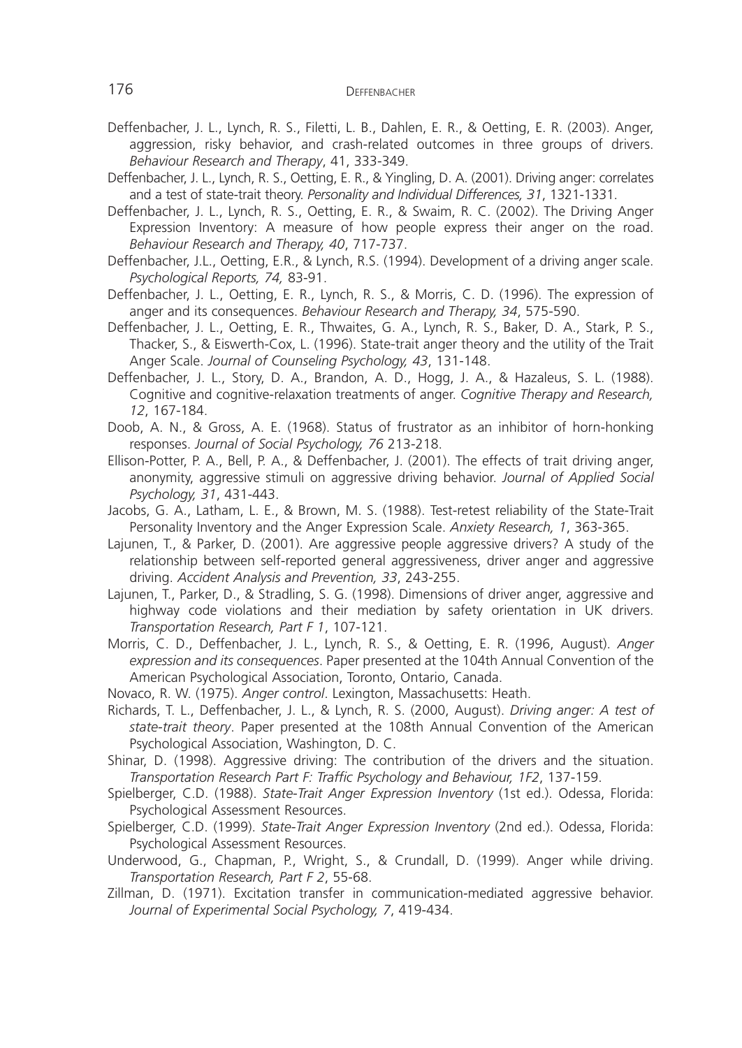Deffenbacher, J. L., Lynch, R. S., Filetti, L. B., Dahlen, E. R., & Oetting, E. R. (2003). Anger, aggression, risky behavior, and crash-related outcomes in three groups of drivers. *Behaviour Research and Therapy*, 41, 333-349.

Deffenbacher, J. L., Lynch, R. S., Oetting, E. R., & Yingling, D. A. (2001). Driving anger: correlates and a test of state-trait theory. *Personality and Individual Differences, 31*, 1321-1331.

Deffenbacher, J. L., Lynch, R. S., Oetting, E. R., & Swaim, R. C. (2002). The Driving Anger Expression Inventory: A measure of how people express their anger on the road. *Behaviour Research and Therapy, 40*, 717-737.

Deffenbacher, J.L., Oetting, E.R., & Lynch, R.S. (1994). Development of a driving anger scale. *Psychological Reports, 74,* 83-91.

Deffenbacher, J. L., Oetting, E. R., Lynch, R. S., & Morris, C. D. (1996). The expression of anger and its consequences. *Behaviour Research and Therapy, 34*, 575-590.

Deffenbacher, J. L., Oetting, E. R., Thwaites, G. A., Lynch, R. S., Baker, D. A., Stark, P. S., Thacker, S., & Eiswerth-Cox, L. (1996). State-trait anger theory and the utility of the Trait Anger Scale. *Journal of Counseling Psychology, 43*, 131-148.

Deffenbacher, J. L., Story, D. A., Brandon, A. D., Hogg, J. A., & Hazaleus, S. L. (1988). Cognitive and cognitive-relaxation treatments of anger. *Cognitive Therapy and Research, 12*, 167-184.

Doob, A. N., & Gross, A. E. (1968). Status of frustrator as an inhibitor of horn-honking responses. *Journal of Social Psychology, 76* 213-218.

Ellison-Potter, P. A., Bell, P. A., & Deffenbacher, J. (2001). The effects of trait driving anger, anonymity, aggressive stimuli on aggressive driving behavior. *Journal of Applied Social Psychology, 31*, 431-443.

Jacobs, G. A., Latham, L. E., & Brown, M. S. (1988). Test-retest reliability of the State-Trait Personality Inventory and the Anger Expression Scale. *Anxiety Research, 1*, 363-365.

Lajunen, T., & Parker, D. (2001). Are aggressive people aggressive drivers? A study of the relationship between self-reported general aggressiveness, driver anger and aggressive driving. *Accident Analysis and Prevention, 33*, 243-255.

Lajunen, T., Parker, D., & Stradling, S. G. (1998). Dimensions of driver anger, aggressive and highway code violations and their mediation by safety orientation in UK drivers. *Transportation Research, Part F 1*, 107-121.

Morris, C. D., Deffenbacher, J. L., Lynch, R. S., & Oetting, E. R. (1996, August). *Anger expression and its consequences*. Paper presented at the 104th Annual Convention of the American Psychological Association, Toronto, Ontario, Canada.

Novaco, R. W. (1975). *Anger control*. Lexington, Massachusetts: Heath.

Richards, T. L., Deffenbacher, J. L., & Lynch, R. S. (2000, August). *Driving anger: A test of state-trait theory*. Paper presented at the 108th Annual Convention of the American Psychological Association, Washington, D. C.

Shinar, D. (1998). Aggressive driving: The contribution of the drivers and the situation. *Transportation Research Part F: Traffic Psychology and Behaviour, 1F2*, 137-159.

Spielberger, C.D. (1988). *State-Trait Anger Expression Inventory* (1st ed.). Odessa, Florida: Psychological Assessment Resources.

Spielberger, C.D. (1999). *State-Trait Anger Expression Inventory* (2nd ed.). Odessa, Florida: Psychological Assessment Resources.

Underwood, G., Chapman, P., Wright, S., & Crundall, D. (1999). Anger while driving. *Transportation Research, Part F 2*, 55-68.

Zillman, D. (1971). Excitation transfer in communication-mediated aggressive behavior. *Journal of Experimental Social Psychology, 7*, 419-434.